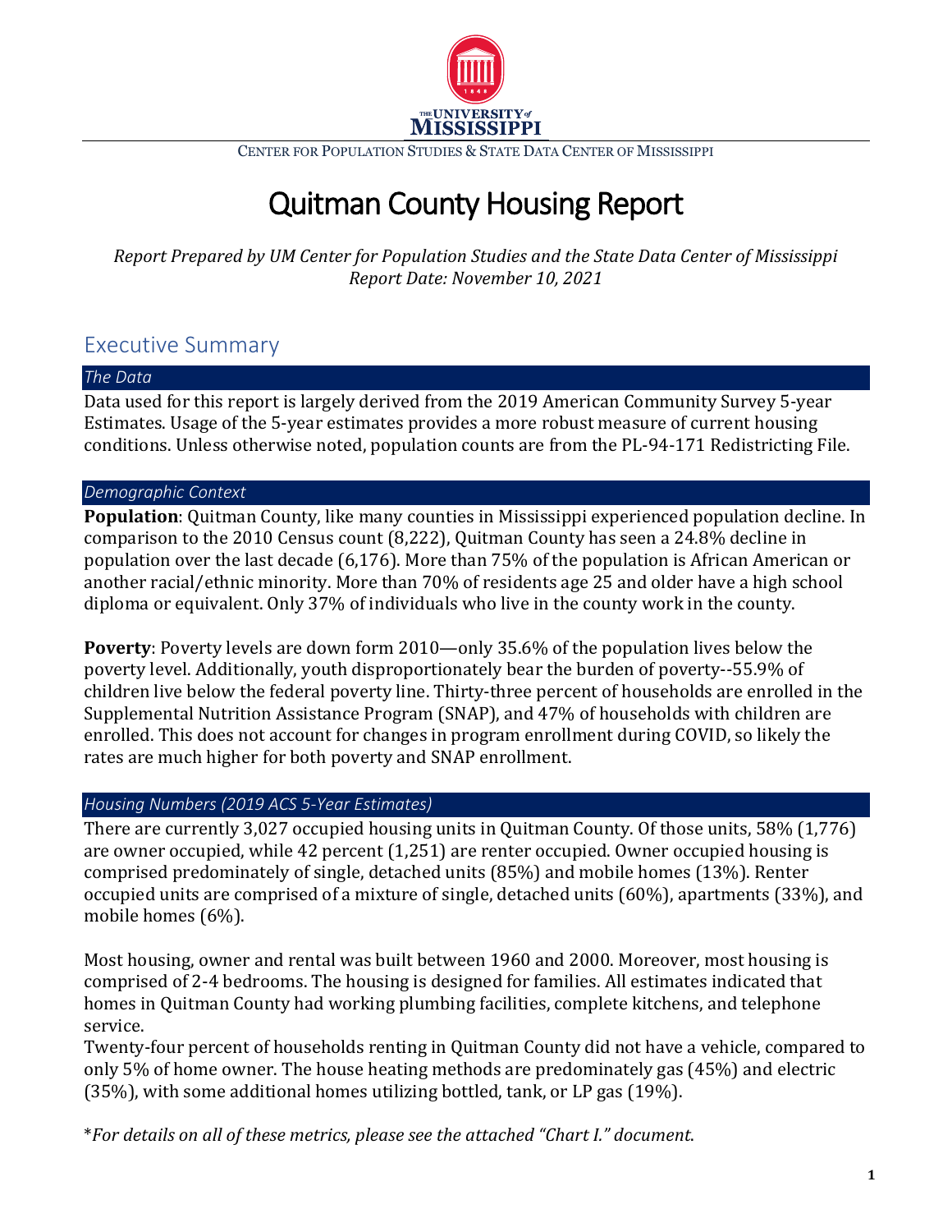CENTER FOR POPULATION STUDIES & STATE DATA CENTER OF MISSISSIPPI

# Quitman County Housing Report

*Report Prepared by UM Center for Population Studies and the State Data Center of Mississippi*
*Report Date: November 10, 2021*

## Executive Summary

### *The Data*

Data used for this report is largely derived from the 2019 American Community Survey 5-year Estimates. Usage of the 5-year estimates provides a more robust measure of current housing conditions. Unless otherwise noted, population counts are from the PL-94-171 Redistricting File.

### *Demographic Context*

**Population**: Quitman County, like many counties in Mississippi experienced population decline. In comparison to the 2010 Census count (8,222), Quitman County has seen a 24.8% decline in population over the last decade (6,176). More than 75% of the population is African American or another racial/ethnic minority. More than 70% of residents age 25 and older have a high school diploma or equivalent. Only 37% of individuals who live in the county work in the county.

**Poverty**: Poverty levels are down form 2010—only 35.6% of the population lives below the poverty level. Additionally, youth disproportionately bear the burden of poverty--55.9% of children live below the federal poverty line. Thirty-three percent of households are enrolled in the Supplemental Nutrition Assistance Program (SNAP), and 47% of households with children are enrolled. This does not account for changes in program enrollment during COVID, so likely the rates are much higher for both poverty and SNAP enrollment.

### *Housing Numbers (2019 ACS 5-Year Estimates)*

There are currently 3,027 occupied housing units in Quitman County. Of those units, 58% (1,776) are owner occupied, while 42 percent (1,251) are renter occupied. Owner occupied housing is comprised predominately of single, detached units (85%) and mobile homes (13%). Renter occupied units are comprised of a mixture of single, detached units (60%), apartments (33%), and mobile homes (6%).

Most housing, owner and rental was built between 1960 and 2000. Moreover, most housing is comprised of 2-4 bedrooms. The housing is designed for families. All estimates indicated that homes in Quitman County had working plumbing facilities, complete kitchens, and telephone service.
Twenty-four percent of households renting in Quitman County did not have a vehicle, compared to only 5% of home owner. The house heating methods are predominately gas (45%) and electric (35%), with some additional homes utilizing bottled, tank, or LP gas (19%).

\**For details on all of these metrics, please see the attached "Chart I." document.*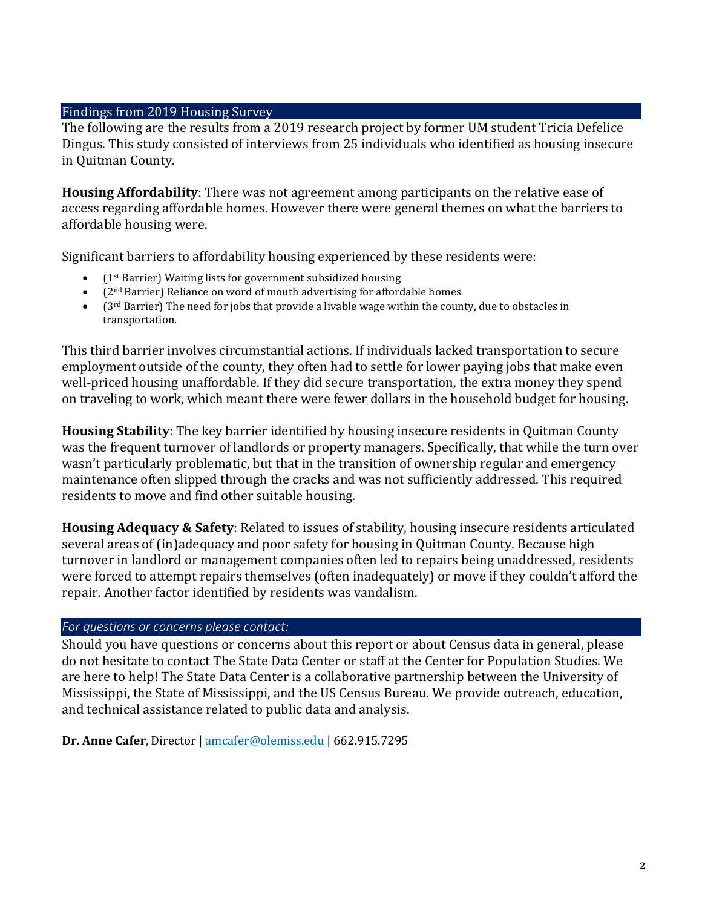## Findings from 2019 Housing Survey

The following are the results from a 2019 research project by former UM student Tricia Defelice Dingus. This study consisted of interviews from 25 individuals who identified as housing insecure in Quitman County.

**Housing Affordability**: There was not agreement among participants on the relative ease of access regarding affordable homes. However there were general themes on what the barriers to affordable housing were.

Significant barriers to affordability housing experienced by these residents were:

- (1st Barrier) Waiting lists for government subsidized housing
- (2nd Barrier) Reliance on word of mouth advertising for affordable homes
- (3rd Barrier) The need for jobs that provide a livable wage within the county, due to obstacles in transportation.

This third barrier involves circumstantial actions. If individuals lacked transportation to secure employment outside of the county, they often had to settle for lower paying jobs that make even well-priced housing unaffordable. If they did secure transportation, the extra money they spend on traveling to work, which meant there were fewer dollars in the household budget for housing.

**Housing Stability**: The key barrier identified by housing insecure residents in Quitman County was the frequent turnover of landlords or property managers. Specifically, that while the turn over wasn't particularly problematic, but that in the transition of ownership regular and emergency maintenance often slipped through the cracks and was not sufficiently addressed. This required residents to move and find other suitable housing.

**Housing Adequacy & Safety**: Related to issues of stability, housing insecure residents articulated several areas of (in)adequacy and poor safety for housing in Quitman County. Because high turnover in landlord or management companies often led to repairs being unaddressed, residents were forced to attempt repairs themselves (often inadequately) or move if they couldn't afford the repair. Another factor identified by residents was vandalism.

## *For questions or concerns please contact:*

Should you have questions or concerns about this report or about Census data in general, please do not hesitate to contact The State Data Center or staff at the Center for Population Studies. We are here to help! The State Data Center is a collaborative partnership between the University of Mississippi, the State of Mississippi, and the US Census Bureau. We provide outreach, education, and technical assistance related to public data and analysis.

**Dr. Anne Cafer**, Director | amcafer@olemiss.edu | 662.915.7295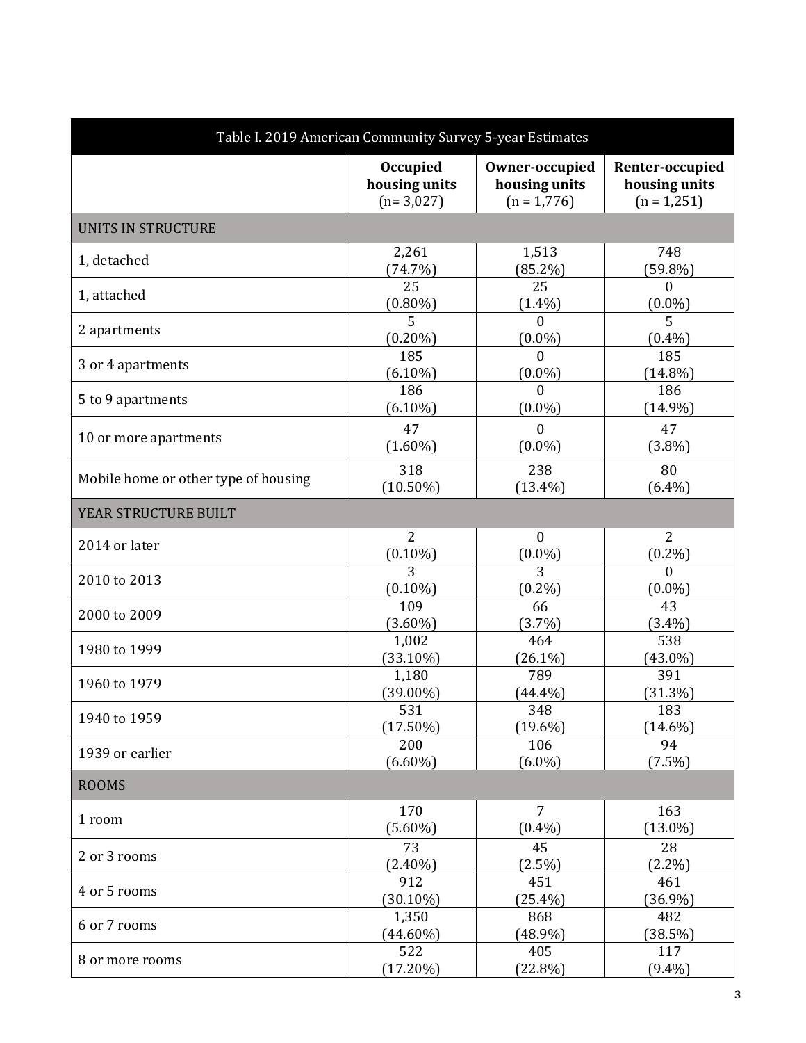| Table I. 2019 American Community Survey 5-year Estimates | | | |
|---|---|---|---|
| | **Occupied housing units** (n= 3,027) | **Owner-occupied housing units** (n = 1,776) | **Renter-occupied housing units** (n = 1,251) |
| UNITS IN STRUCTURE | | | |
| 1, detached | 2,261 (74.7%) | 1,513 (85.2%) | 748 (59.8%) |
| 1, attached | 25 (0.80%) | 25 (1.4%) | 0 (0.0%) |
| 2 apartments | 5 (0.20%) | 0 (0.0%) | 5 (0.4%) |
| 3 or 4 apartments | 185 (6.10%) | 0 (0.0%) | 185 (14.8%) |
| 5 to 9 apartments | 186 (6.10%) | 0 (0.0%) | 186 (14.9%) |
| 10 or more apartments | 47 (1.60%) | 0 (0.0%) | 47 (3.8%) |
| Mobile home or other type of housing | 318 (10.50%) | 238 (13.4%) | 80 (6.4%) |
| YEAR STRUCTURE BUILT | | | |
| 2014 or later | 2 (0.10%) | 0 (0.0%) | 2 (0.2%) |
| 2010 to 2013 | 3 (0.10%) | 3 (0.2%) | 0 (0.0%) |
| 2000 to 2009 | 109 (3.60%) | 66 (3.7%) | 43 (3.4%) |
| 1980 to 1999 | 1,002 (33.10%) | 464 (26.1%) | 538 (43.0%) |
| 1960 to 1979 | 1,180 (39.00%) | 789 (44.4%) | 391 (31.3%) |
| 1940 to 1959 | 531 (17.50%) | 348 (19.6%) | 183 (14.6%) |
| 1939 or earlier | 200 (6.60%) | 106 (6.0%) | 94 (7.5%) |
| ROOMS | | | |
| 1 room | 170 (5.60%) | 7 (0.4%) | 163 (13.0%) |
| 2 or 3 rooms | 73 (2.40%) | 45 (2.5%) | 28 (2.2%) |
| 4 or 5 rooms | 912 (30.10%) | 451 (25.4%) | 461 (36.9%) |
| 6 or 7 rooms | 1,350 (44.60%) | 868 (48.9%) | 482 (38.5%) |
| 8 or more rooms | 522 (17.20%) | 405 (22.8%) | 117 (9.4%) |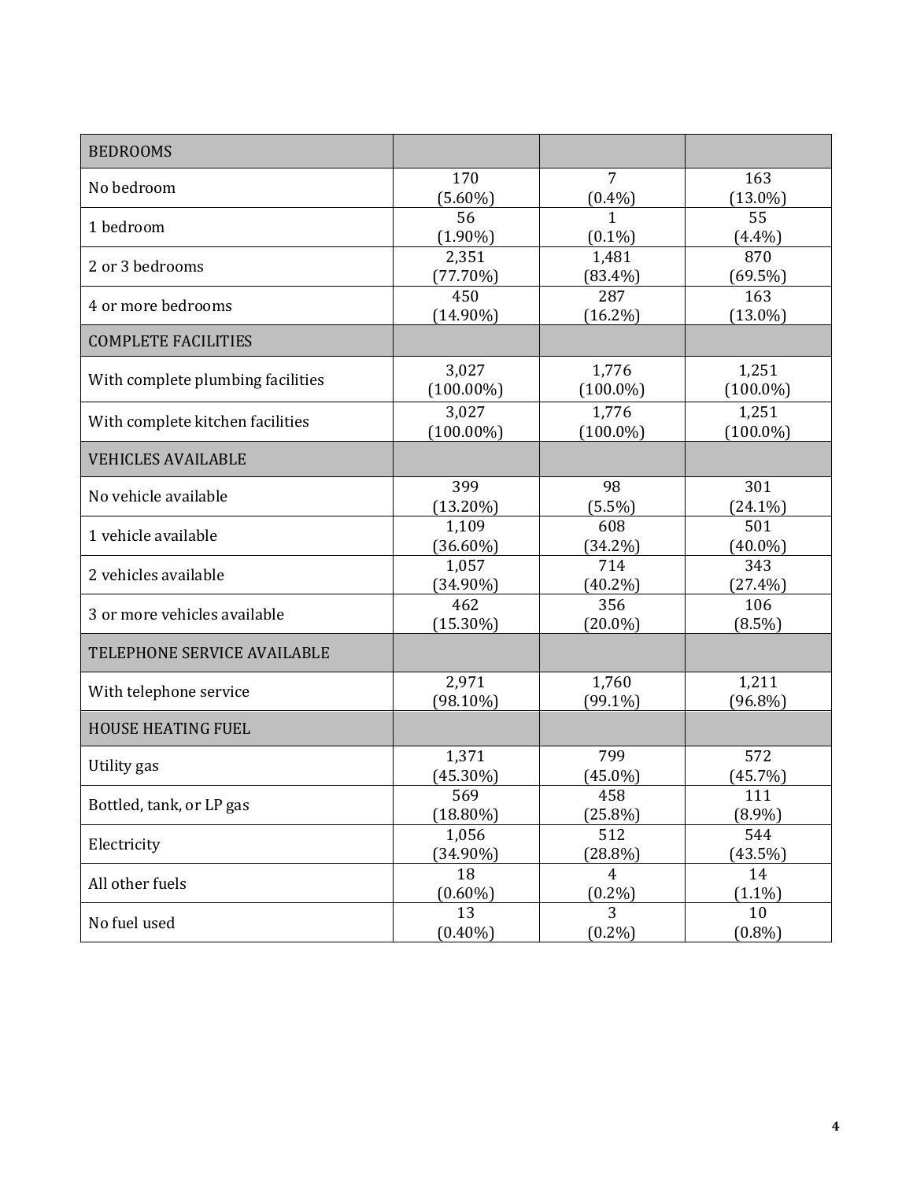| BEDROOMS | | | |
|---|---|---|---|
| No bedroom | 170 (5.60%) | 7 (0.4%) | 163 (13.0%) |
| 1 bedroom | 56 (1.90%) | 1 (0.1%) | 55 (4.4%) |
| 2 or 3 bedrooms | 2,351 (77.70%) | 1,481 (83.4%) | 870 (69.5%) |
| 4 or more bedrooms | 450 (14.90%) | 287 (16.2%) | 163 (13.0%) |
| COMPLETE FACILITIES | | | |
| With complete plumbing facilities | 3,027 (100.00%) | 1,776 (100.0%) | 1,251 (100.0%) |
| With complete kitchen facilities | 3,027 (100.00%) | 1,776 (100.0%) | 1,251 (100.0%) |
| VEHICLES AVAILABLE | | | |
| No vehicle available | 399 (13.20%) | 98 (5.5%) | 301 (24.1%) |
| 1 vehicle available | 1,109 (36.60%) | 608 (34.2%) | 501 (40.0%) |
| 2 vehicles available | 1,057 (34.90%) | 714 (40.2%) | 343 (27.4%) |
| 3 or more vehicles available | 462 (15.30%) | 356 (20.0%) | 106 (8.5%) |
| TELEPHONE SERVICE AVAILABLE | | | |
| With telephone service | 2,971 (98.10%) | 1,760 (99.1%) | 1,211 (96.8%) |
| HOUSE HEATING FUEL | | | |
| Utility gas | 1,371 (45.30%) | 799 (45.0%) | 572 (45.7%) |
| Bottled, tank, or LP gas | 569 (18.80%) | 458 (25.8%) | 111 (8.9%) |
| Electricity | 1,056 (34.90%) | 512 (28.8%) | 544 (43.5%) |
| All other fuels | 18 (0.60%) | 4 (0.2%) | 14 (1.1%) |
| No fuel used | 13 (0.40%) | 3 (0.2%) | 10 (0.8%) |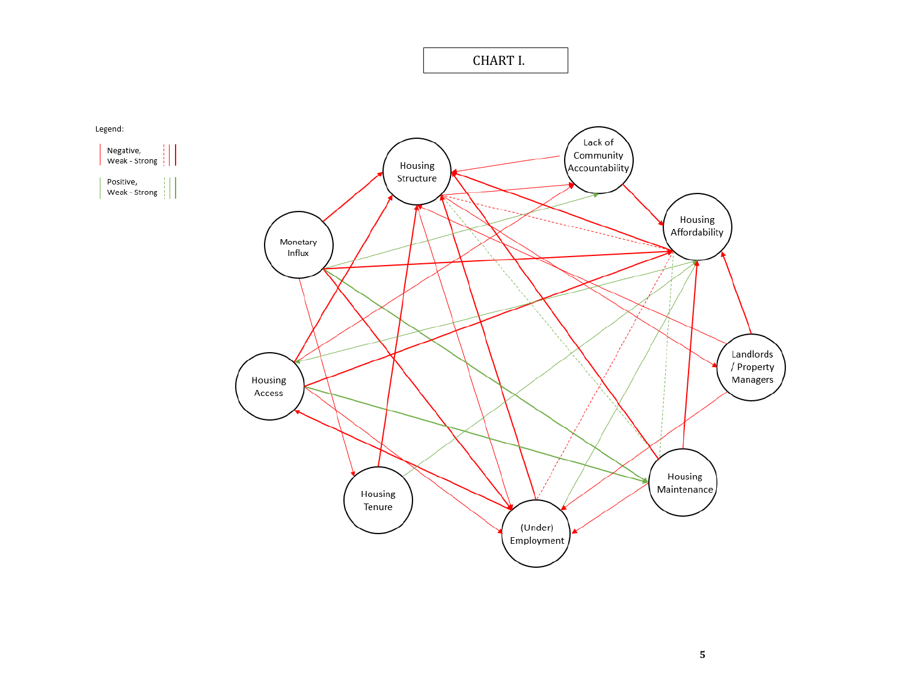CHART I.

Legend:

Negative,
Weak - Strong

Positive,
Weak - Strong

Housing Structure

Lack of Community Accountability

Housing Affordability

Monetary Influx

Housing Access

Landlords / Property Managers

Housing Tenure

Housing Maintenance

(Under) Employment